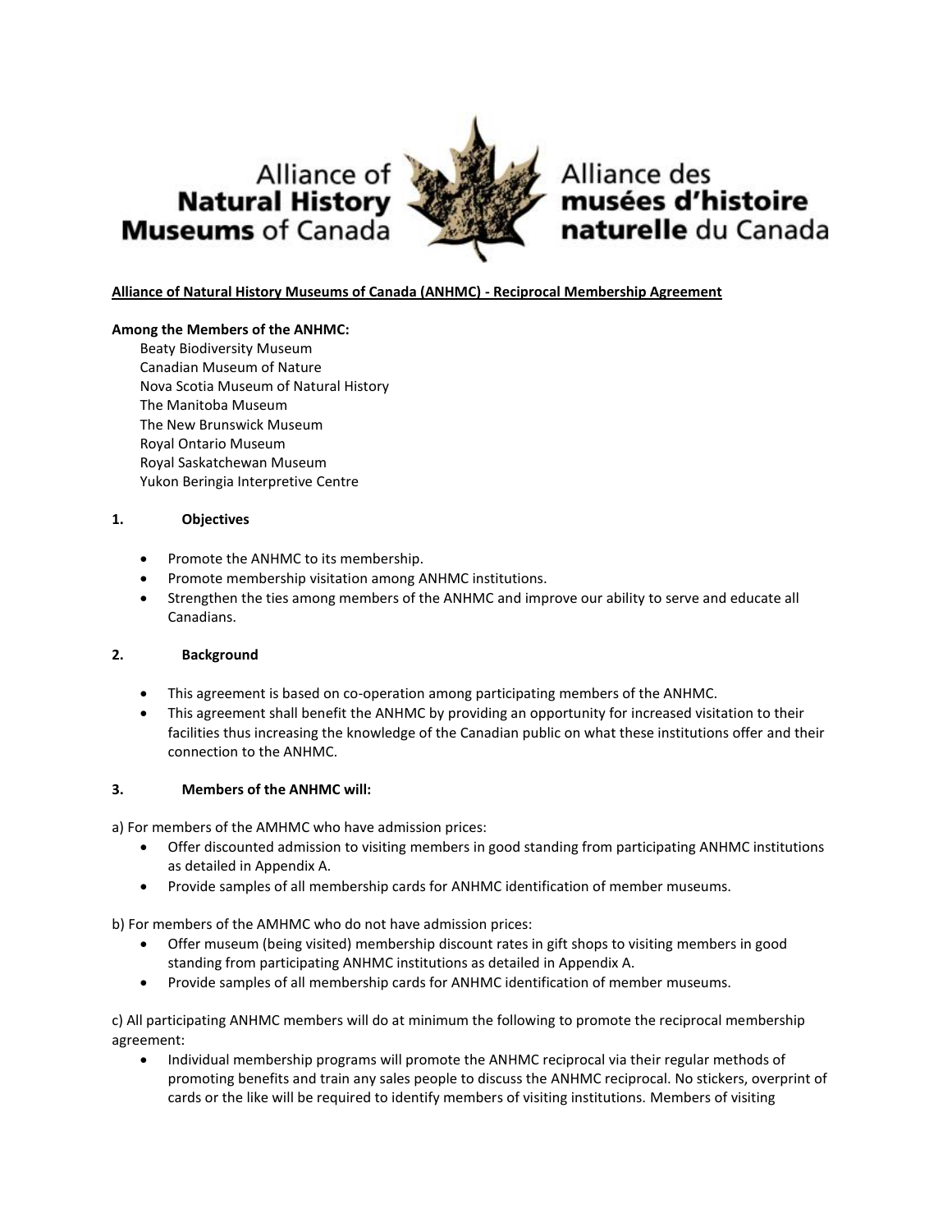Alliance of **Natural History Museums** of Canada

Alliance des **musées d'histoire naturelle** du Canada

**Alliance of Natural History Museums of Canada (ANHMC) - Reciprocal Membership Agreement**

**Among the Members of the ANHMC:**

Beaty Biodiversity Museum
Canadian Museum of Nature
Nova Scotia Museum of Natural History
The Manitoba Museum
The New Brunswick Museum
Royal Ontario Museum
Royal Saskatchewan Museum
Yukon Beringia Interpretive Centre

## 1. Objectives

- Promote the ANHMC to its membership.
- Promote membership visitation among ANHMC institutions.
- Strengthen the ties among members of the ANHMC and improve our ability to serve and educate all Canadians.

## 2. Background

- This agreement is based on co-operation among participating members of the ANHMC.
- This agreement shall benefit the ANHMC by providing an opportunity for increased visitation to their facilities thus increasing the knowledge of the Canadian public on what these institutions offer and their connection to the ANHMC.

## 3. Members of the ANHMC will:

a) For members of the AMHMC who have admission prices:

- Offer discounted admission to visiting members in good standing from participating ANHMC institutions as detailed in Appendix A.
- Provide samples of all membership cards for ANHMC identification of member museums.

b) For members of the AMHMC who do not have admission prices:

- Offer museum (being visited) membership discount rates in gift shops to visiting members in good standing from participating ANHMC institutions as detailed in Appendix A.
- Provide samples of all membership cards for ANHMC identification of member museums.

c) All participating ANHMC members will do at minimum the following to promote the reciprocal membership agreement:

- Individual membership programs will promote the ANHMC reciprocal via their regular methods of promoting benefits and train any sales people to discuss the ANHMC reciprocal. No stickers, overprint of cards or the like will be required to identify members of visiting institutions. Members of visiting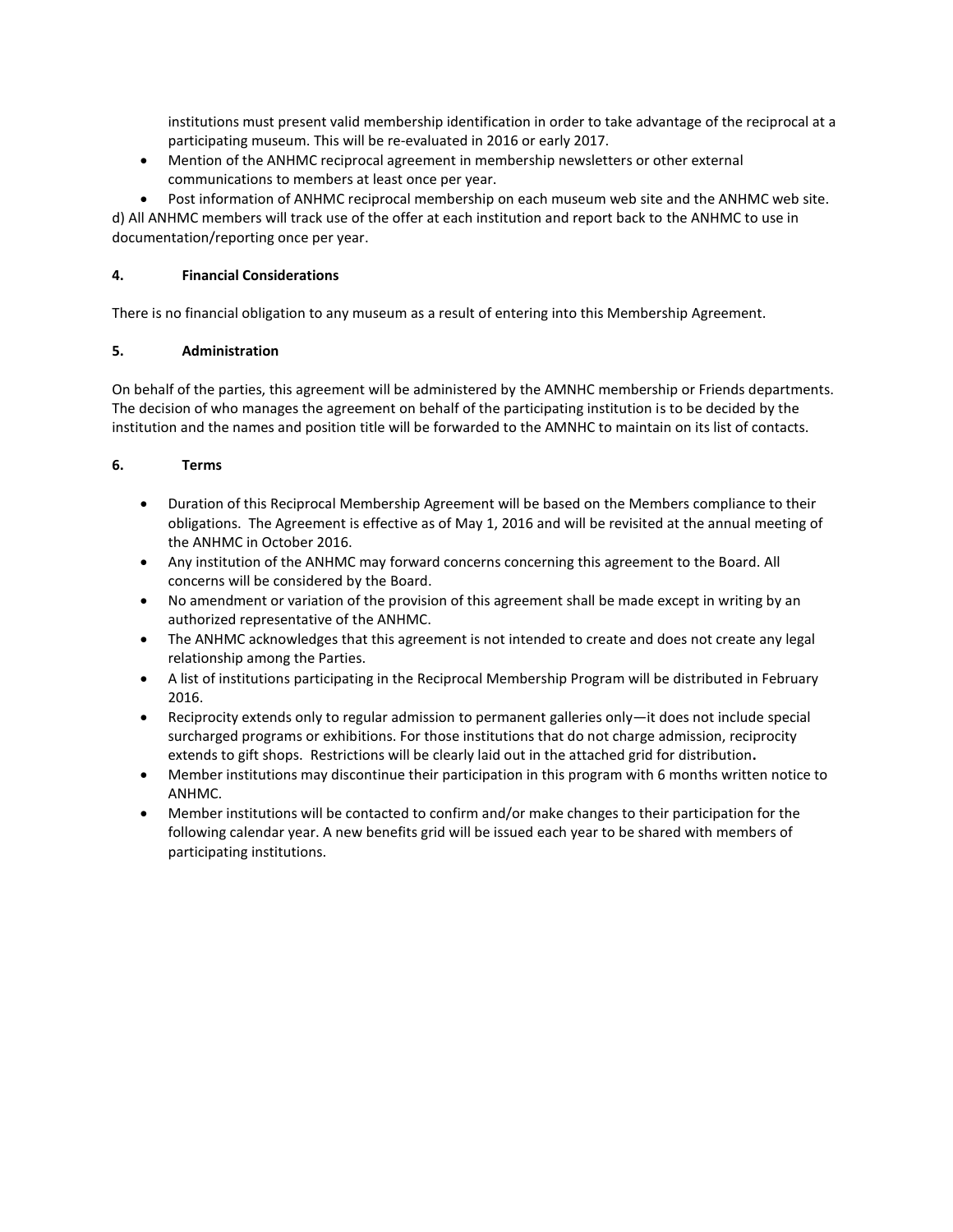institutions must present valid membership identification in order to take advantage of the reciprocal at a participating museum. This will be re-evaluated in 2016 or early 2017.

- Mention of the ANHMC reciprocal agreement in membership newsletters or other external communications to members at least once per year.
- Post information of ANHMC reciprocal membership on each museum web site and the ANHMC web site.

d) All ANHMC members will track use of the offer at each institution and report back to the ANHMC to use in documentation/reporting once per year.

**4. Financial Considerations**

There is no financial obligation to any museum as a result of entering into this Membership Agreement.

**5. Administration**

On behalf of the parties, this agreement will be administered by the AMNHC membership or Friends departments. The decision of who manages the agreement on behalf of the participating institution is to be decided by the institution and the names and position title will be forwarded to the AMNHC to maintain on its list of contacts.

**6. Terms**

- Duration of this Reciprocal Membership Agreement will be based on the Members compliance to their obligations. The Agreement is effective as of May 1, 2016 and will be revisited at the annual meeting of the ANHMC in October 2016.
- Any institution of the ANHMC may forward concerns concerning this agreement to the Board. All concerns will be considered by the Board.
- No amendment or variation of the provision of this agreement shall be made except in writing by an authorized representative of the ANHMC.
- The ANHMC acknowledges that this agreement is not intended to create and does not create any legal relationship among the Parties.
- A list of institutions participating in the Reciprocal Membership Program will be distributed in February 2016.
- Reciprocity extends only to regular admission to permanent galleries only—it does not include special surcharged programs or exhibitions. For those institutions that do not charge admission, reciprocity extends to gift shops. Restrictions will be clearly laid out in the attached grid for distribution**.**
- Member institutions may discontinue their participation in this program with 6 months written notice to ANHMC.
- Member institutions will be contacted to confirm and/or make changes to their participation for the following calendar year. A new benefits grid will be issued each year to be shared with members of participating institutions.